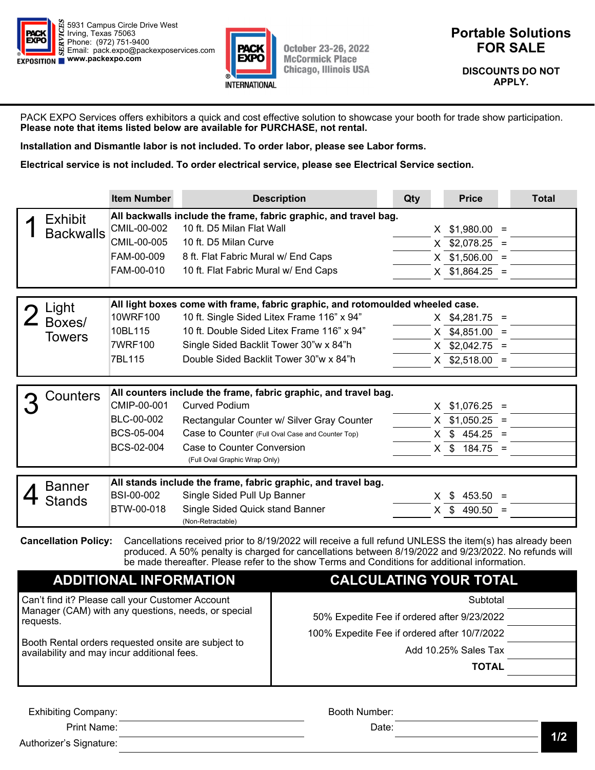PACK EXPO SERVICES EXPOSITION
5931 Campus Circle Drive West
Irving, Texas 75063
Phone: (972) 751-9400
Email: pack.expo@packexposervices.com
www.packexpo.com

PACK EXPO INTERNATIONAL
October 23-26, 2022
McCormick Place
Chicago, Illinois USA

# Portable Solutions FOR SALE

**DISCOUNTS DO NOT APPLY.**

PACK EXPO Services offers exhibitors a quick and cost effective solution to showcase your booth for trade show participation.
**Please note that items listed below are available for PURCHASE, not rental.**

**Installation and Dismantle labor is not included. To order labor, please see Labor forms.**

**Electrical service is not included. To order electrical service, please see Electrical Service section.**

| | Item Number | Description | Qty | | Price | | Total |
|---|---|---|---|---|---|---|---|
| **1 Exhibit Backwalls** | **All backwalls include the frame, fabric graphic, and travel bag.** | | | | | | |
| | CMIL-00-002 | 10 ft. D5 Milan Flat Wall | | X | $1,980.00 | = | |
| | CMIL-00-005 | 10 ft. D5 Milan Curve | | X | $2,078.25 | = | |
| | FAM-00-009 | 8 ft. Flat Fabric Mural w/ End Caps | | X | $1,506.00 | = | |
| | FAM-00-010 | 10 ft. Flat Fabric Mural w/ End Caps | | X | $1,864.25 | = | |
| **2 Light Boxes/ Towers** | **All light boxes come with frame, fabric graphic, and rotomoulded wheeled case.** | | | | | | |
| | 10WRF100 | 10 ft. Single Sided Litex Frame 116" x 94" | | X | $4,281.75 | = | |
| | 10BL115 | 10 ft. Double Sided Litex Frame 116" x 94" | | X | $4,851.00 | = | |
| | 7WRF100 | Single Sided Backlit Tower 30"w x 84"h | | X | $2,042.75 | = | |
| | 7BL115 | Double Sided Backlit Tower 30"w x 84"h | | X | $2,518.00 | = | |
| **3 Counters** | **All counters include the frame, fabric graphic, and travel bag.** | | | | | | |
| | CMIP-00-001 | Curved Podium | | X | $1,076.25 | = | |
| | BLC-00-002 | Rectangular Counter w/ Silver Gray Counter | | X | $1,050.25 | = | |
| | BCS-05-004 | Case to Counter (Full Oval Case and Counter Top) | | X | $ 454.25 | = | |
| | BCS-02-004 | Case to Counter Conversion (Full Oval Graphic Wrap Only) | | X | $ 184.75 | = | |
| **4 Banner Stands** | **All stands include the frame, fabric graphic, and travel bag.** | | | | | | |
| | BSI-00-002 | Single Sided Pull Up Banner | | X | $ 453.50 | = | |
| | BTW-00-018 | Single Sided Quick stand Banner (Non-Retractable) | | X | $ 490.50 | = | |

**Cancellation Policy:** Cancellations received prior to 8/19/2022 will receive a full refund UNLESS the item(s) has already been produced. A 50% penalty is charged for cancellations between 8/19/2022 and 9/23/2022. No refunds will be made thereafter. Please refer to the show Terms and Conditions for additional information.

## ADDITIONAL INFORMATION

Can't find it? Please call your Customer Account Manager (CAM) with any questions, needs, or special requests.

Booth Rental orders requested onsite are subject to availability and may incur additional fees.

## CALCULATING YOUR TOTAL

| | |
|---|---|
| Subtotal | |
| 50% Expedite Fee if ordered after 9/23/2022 | |
| 100% Expedite Fee if ordered after 10/7/2022 | |
| Add 10.25% Sales Tax | |
| **TOTAL** | |

Exhibiting Company: ______________________ Booth Number: ______________________

Print Name: ______________________ Date: ______________________

Authorizer's Signature: ______________________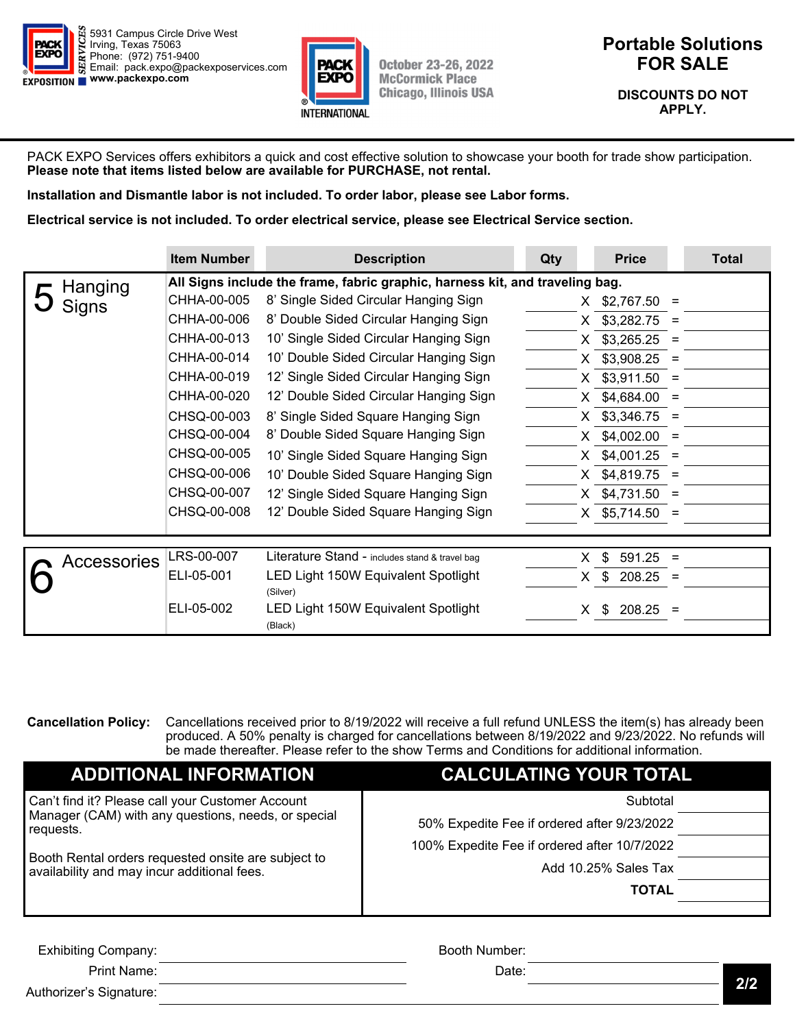5931 Campus Circle Drive West
Irving, Texas 75063
Phone: (972) 751-9400
Email: pack.expo@packexposervices.com
www.packexpo.com

October 23-26, 2022
McCormick Place
Chicago, Illinois USA

# Portable Solutions FOR SALE

**DISCOUNTS DO NOT APPLY.**

PACK EXPO Services offers exhibitors a quick and cost effective solution to showcase your booth for trade show participation. **Please note that items listed below are available for PURCHASE, not rental.**

**Installation and Dismantle labor is not included. To order labor, please see Labor forms.**

**Electrical service is not included. To order electrical service, please see Electrical Service section.**

| | Item Number | Description | Qty | | Price | | Total |
|---|---|---|---|---|---|---|---|
| 5 Hanging Signs | **All Signs include the frame, fabric graphic, harness kit, and traveling bag.** | | | | | | |
| | CHHA-00-005 | 8' Single Sided Circular Hanging Sign | | X | $2,767.50 | = | |
| | CHHA-00-006 | 8' Double Sided Circular Hanging Sign | | X | $3,282.75 | = | |
| | CHHA-00-013 | 10' Single Sided Circular Hanging Sign | | X | $3,265.25 | = | |
| | CHHA-00-014 | 10' Double Sided Circular Hanging Sign | | X | $3,908.25 | = | |
| | CHHA-00-019 | 12' Single Sided Circular Hanging Sign | | X | $3,911.50 | = | |
| | CHHA-00-020 | 12' Double Sided Circular Hanging Sign | | X | $4,684.00 | = | |
| | CHSQ-00-003 | 8' Single Sided Square Hanging Sign | | X | $3,346.75 | = | |
| | CHSQ-00-004 | 8' Double Sided Square Hanging Sign | | X | $4,002.00 | = | |
| | CHSQ-00-005 | 10' Single Sided Square Hanging Sign | | X | $4,001.25 | = | |
| | CHSQ-00-006 | 10' Double Sided Square Hanging Sign | | X | $4,819.75 | = | |
| | CHSQ-00-007 | 12' Single Sided Square Hanging Sign | | X | $4,731.50 | = | |
| | CHSQ-00-008 | 12' Double Sided Square Hanging Sign | | X | $5,714.50 | = | |
| 6 Accessories | LRS-00-007 | Literature Stand - includes stand & travel bag | | X | $ 591.25 | = | |
| | ELI-05-001 | LED Light 150W Equivalent Spotlight (Silver) | | X | $ 208.25 | = | |
| | ELI-05-002 | LED Light 150W Equivalent Spotlight (Black) | | X | $ 208.25 | = | |

**Cancellation Policy:** Cancellations received prior to 8/19/2022 will receive a full refund UNLESS the item(s) has already been produced. A 50% penalty is charged for cancellations between 8/19/2022 and 9/23/2022. No refunds will be made thereafter. Please refer to the show Terms and Conditions for additional information.

## ADDITIONAL INFORMATION

Can't find it? Please call your Customer Account Manager (CAM) with any questions, needs, or special requests.

Booth Rental orders requested onsite are subject to availability and may incur additional fees.

## CALCULATING YOUR TOTAL

| | |
|---|---|
| Subtotal | |
| 50% Expedite Fee if ordered after 9/23/2022 | |
| 100% Expedite Fee if ordered after 10/7/2022 | |
| Add 10.25% Sales Tax | |
| **TOTAL** | |

Exhibiting Company: ______________________ Booth Number: ______________________

Print Name: ______________________ Date: ______________________

Authorizer's Signature: ______________________